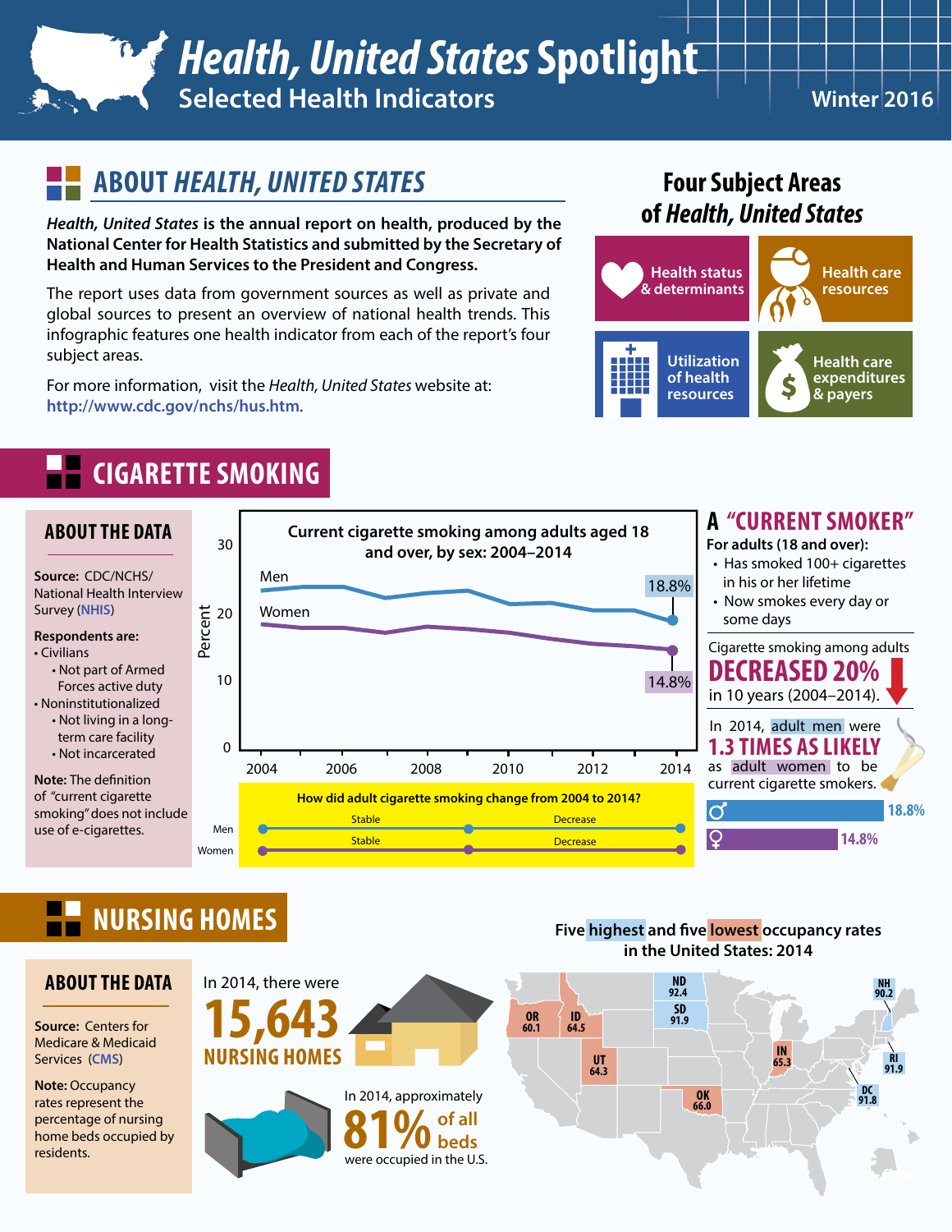# *Health, United States* Spotlight

## Selected Health Indicators

Winter 2016

## ABOUT *HEALTH, UNITED STATES*

***Health, United States* is the annual report on health, produced by the National Center for Health Statistics and submitted by the Secretary of Health and Human Services to the President and Congress.**

The report uses data from government sources as well as private and global sources to present an overview of national health trends. This infographic features one health indicator from each of the report's four subject areas.

For more information, visit the *Health, United States* website at: **http://www.cdc.gov/nchs/hus.htm**.

### Four Subject Areas of *Health, United States*

- Health status & determinants
- Health care resources
- Utilization of health resources
- Health care expenditures & payers

## CIGARETTE SMOKING

### ABOUT THE DATA

**Source:** CDC/NCHS/ National Health Interview Survey (NHIS)

**Respondents are:**

- Civilians
  - Not part of Armed Forces active duty
- Noninstitutionalized
  - Not living in a long-term care facility
  - Not incarcerated

**Note:** The definition of "current cigarette smoking" does not include use of e-cigarettes.

**Current cigarette smoking among adults aged 18 and over, by sex: 2004–2014**

Men: 18.8% (2014)
Women: 14.8% (2014)

**How did adult cigarette smoking change from 2004 to 2014?**

| | 2004–2008 | 2008–2014 |
|---|---|---|
| Men | Stable | Decrease |
| Women | Stable | Decrease |

### A "CURRENT SMOKER"

**For adults (18 and over):**

- Has smoked 100+ cigarettes in his or her lifetime
- Now smokes every day or some days

Cigarette smoking among adults **DECREASED 20%** in 10 years (2004–2014).

In 2014, adult men were **1.3 TIMES AS LIKELY** as adult women to be current cigarette smokers.

- ♂ 18.8%
- ♀ 14.8%

## NURSING HOMES

### ABOUT THE DATA

**Source:** Centers for Medicare & Medicaid Services (CMS)

**Note:** Occupancy rates represent the percentage of nursing home beds occupied by residents.

In 2014, there were **15,643 NURSING HOMES**

In 2014, approximately **81% of all beds** were occupied in the U.S.

**Five highest and five lowest occupancy rates in the United States: 2014**

| Highest | Rate | Lowest | Rate |
|---|---|---|---|
| ND | 92.4 | OR | 60.1 |
| SD | 91.9 | UT | 64.3 |
| RI | 91.9 | ID | 64.5 |
| DC | 91.8 | IN | 65.3 |
| NH | 90.2 | OK | 66.0 |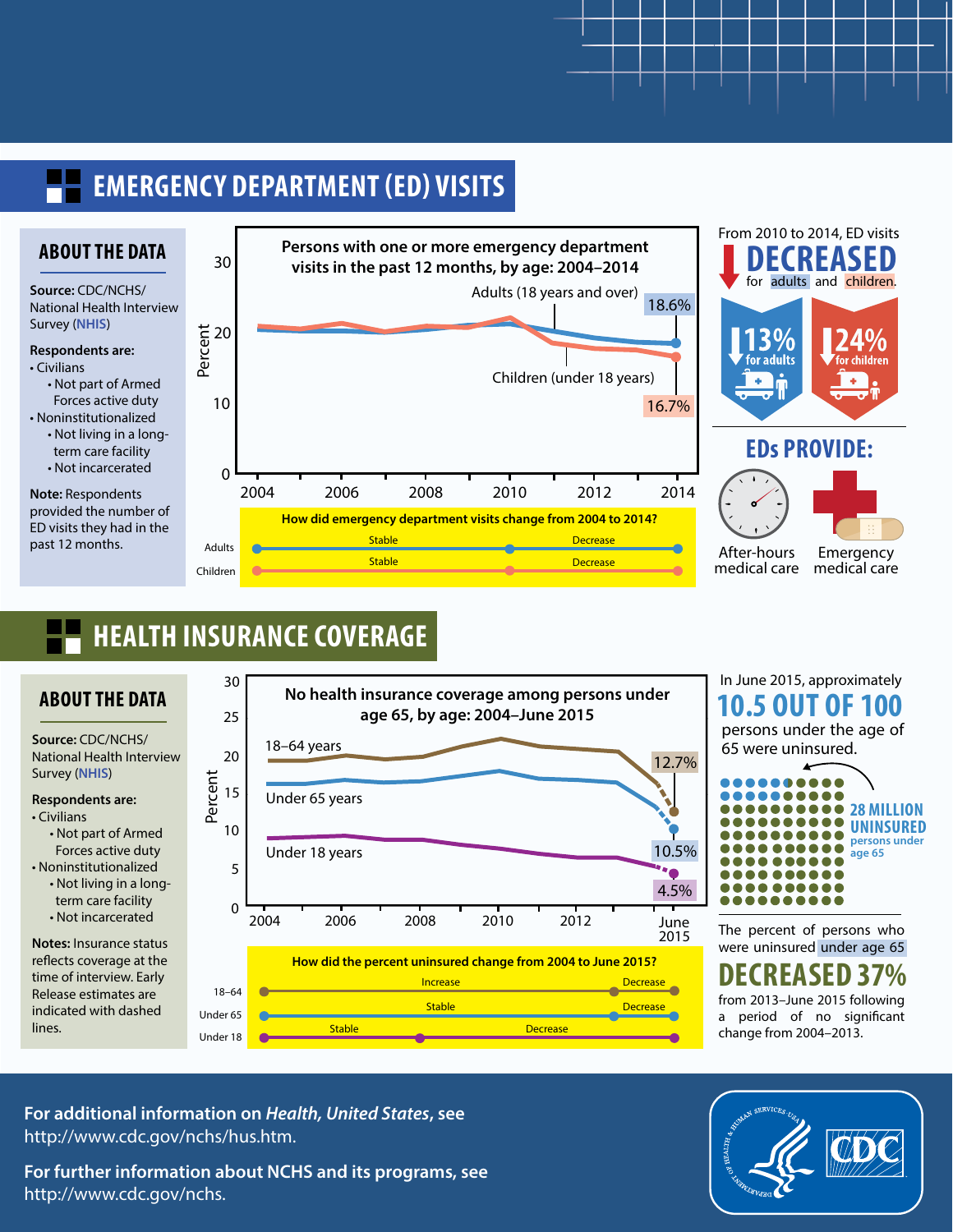## EMERGENCY DEPARTMENT (ED) VISITS

### ABOUT THE DATA

**Source:** CDC/NCHS/ National Health Interview Survey (**NHIS**)

**Respondents are:**
- Civilians
  - Not part of Armed Forces active duty
- Noninstitutionalized
  - Not living in a long-term care facility
  - Not incarcerated

**Note:** Respondents provided the number of ED visits they had in the past 12 months.

**Persons with one or more emergency department visits in the past 12 months, by age: 2004–2014**

Percent

30
20
10
0

2004 2006 2008 2010 2012 2014

Adults (18 years and over) 18.6%

Children (under 18 years) 16.7%

**How did emergency department visits change from 2004 to 2014?**

Adults: Stable, Decrease

Children: Stable, Decrease

From 2010 to 2014, ED visits **DECREASED** for adults and children.

**13%** for adults

**24%** for children

### EDs PROVIDE:

After-hours medical care

Emergency medical care

## HEALTH INSURANCE COVERAGE

### ABOUT THE DATA

**Source:** CDC/NCHS/ National Health Interview Survey (**NHIS**)

**Respondents are:**
- Civilians
  - Not part of Armed Forces active duty
- Noninstitutionalized
  - Not living in a long-term care facility
  - Not incarcerated

**Notes:** Insurance status reflects coverage at the time of interview. Early Release estimates are indicated with dashed lines.

**No health insurance coverage among persons under age 65, by age: 2004–June 2015**

Percent

30
25
20
15
10
5
0

2004 2006 2008 2010 2012 June 2015

18–64 years 12.7%

Under 65 years 10.5%

Under 18 years 4.5%

**How did the percent uninsured change from 2004 to June 2015?**

18–64: Increase, Decrease

Under 65: Stable, Decrease

Under 18: Stable, Decrease

In June 2015, approximately **10.5 OUT OF 100** persons under the age of 65 were uninsured.

**28 MILLION UNINSURED** persons under age 65

The percent of persons who were uninsured under age 65 **DECREASED 37%** from 2013–June 2015 following a period of no significant change from 2004–2013.

**For additional information on *Health, United States*, see** http://www.cdc.gov/nchs/hus.htm.

**For further information about NCHS and its programs, see** http://www.cdc.gov/nchs.